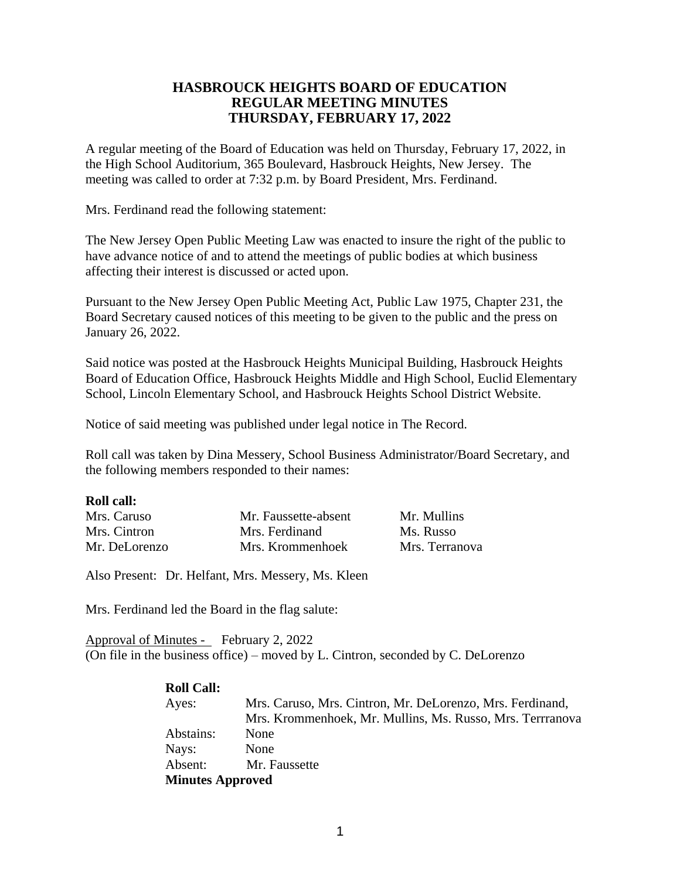# HASBROUCK HEIGHTS BOARD OF EDUCATION
## REGULAR MEETING MINUTES
## THURSDAY, FEBRUARY 17, 2022

A regular meeting of the Board of Education was held on Thursday, February 17, 2022, in the High School Auditorium, 365 Boulevard, Hasbrouck Heights, New Jersey. The meeting was called to order at 7:32 p.m. by Board President, Mrs. Ferdinand.

Mrs. Ferdinand read the following statement:

The New Jersey Open Public Meeting Law was enacted to insure the right of the public to have advance notice of and to attend the meetings of public bodies at which business affecting their interest is discussed or acted upon.

Pursuant to the New Jersey Open Public Meeting Act, Public Law 1975, Chapter 231, the Board Secretary caused notices of this meeting to be given to the public and the press on January 26, 2022.

Said notice was posted at the Hasbrouck Heights Municipal Building, Hasbrouck Heights Board of Education Office, Hasbrouck Heights Middle and High School, Euclid Elementary School, Lincoln Elementary School, and Hasbrouck Heights School District Website.

Notice of said meeting was published under legal notice in The Record.

Roll call was taken by Dina Messery, School Business Administrator/Board Secretary, and the following members responded to their names:

**Roll call:**

| | | |
|---|---|---|
| Mrs. Caruso | Mr. Faussette-absent | Mr. Mullins |
| Mrs. Cintron | Mrs. Ferdinand | Ms. Russo |
| Mr. DeLorenzo | Mrs. Krommenhoek | Mrs. Terranova |

Also Present: Dr. Helfant, Mrs. Messery, Ms. Kleen

Mrs. Ferdinand led the Board in the flag salute:

Approval of Minutes - February 2, 2022
(On file in the business office) – moved by L. Cintron, seconded by C. DeLorenzo

**Roll Call:**

| | |
|---|---|
| Ayes: | Mrs. Caruso, Mrs. Cintron, Mr. DeLorenzo, Mrs. Ferdinand, Mrs. Krommenhoek, Mr. Mullins, Ms. Russo, Mrs. Terrranova |
| Abstains: | None |
| Nays: | None |
| Absent: | Mr. Faussette |

**Minutes Approved**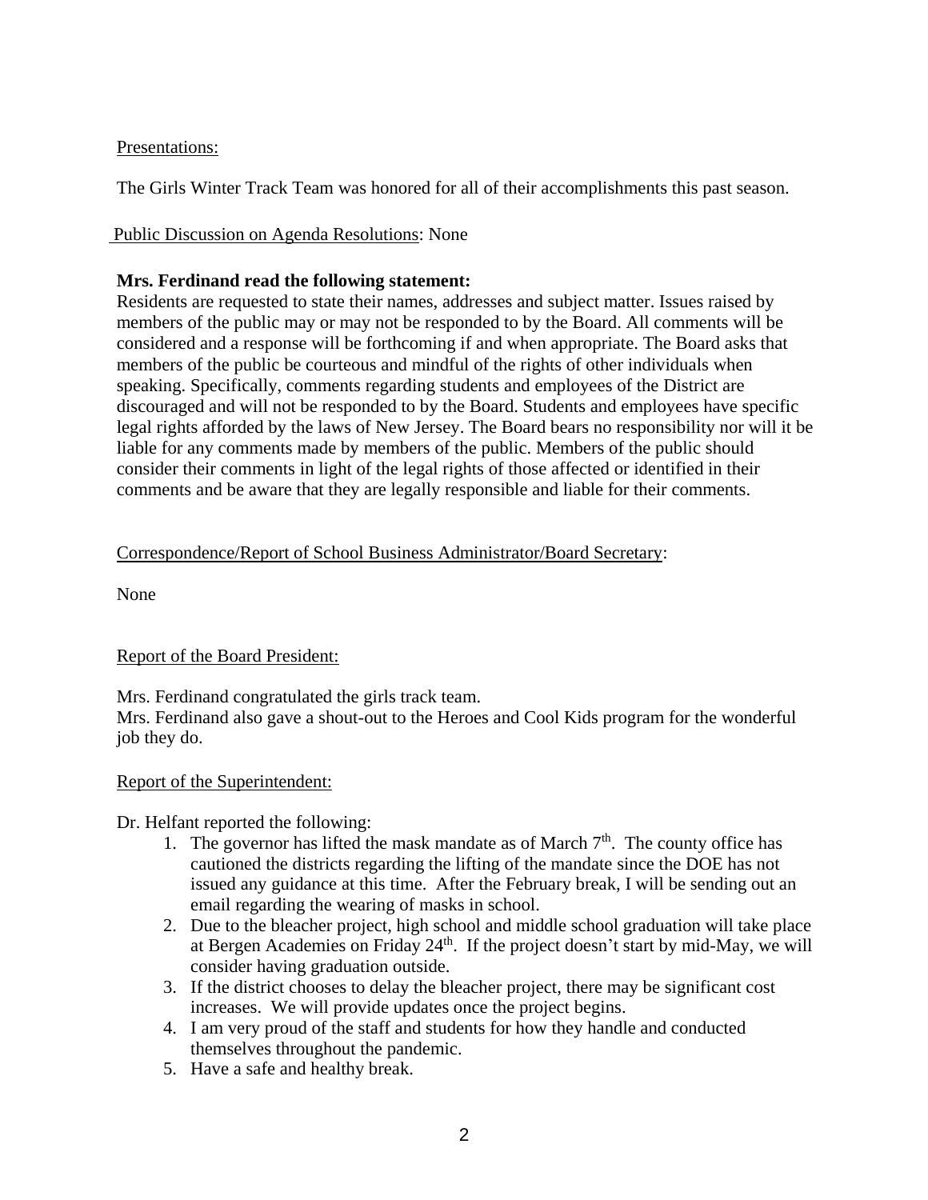Presentations:

The Girls Winter Track Team was honored for all of their accomplishments this past season.

Public Discussion on Agenda Resolutions: None

**Mrs. Ferdinand read the following statement:**

Residents are requested to state their names, addresses and subject matter. Issues raised by members of the public may or may not be responded to by the Board. All comments will be considered and a response will be forthcoming if and when appropriate. The Board asks that members of the public be courteous and mindful of the rights of other individuals when speaking. Specifically, comments regarding students and employees of the District are discouraged and will not be responded to by the Board. Students and employees have specific legal rights afforded by the laws of New Jersey. The Board bears no responsibility nor will it be liable for any comments made by members of the public. Members of the public should consider their comments in light of the legal rights of those affected or identified in their comments and be aware that they are legally responsible and liable for their comments.

Correspondence/Report of School Business Administrator/Board Secretary:

None

Report of the Board President:

Mrs. Ferdinand congratulated the girls track team.
Mrs. Ferdinand also gave a shout-out to the Heroes and Cool Kids program for the wonderful job they do.

Report of the Superintendent:

Dr. Helfant reported the following:

1. The governor has lifted the mask mandate as of March 7th. The county office has cautioned the districts regarding the lifting of the mandate since the DOE has not issued any guidance at this time. After the February break, I will be sending out an email regarding the wearing of masks in school.
2. Due to the bleacher project, high school and middle school graduation will take place at Bergen Academies on Friday 24th. If the project doesn't start by mid-May, we will consider having graduation outside.
3. If the district chooses to delay the bleacher project, there may be significant cost increases. We will provide updates once the project begins.
4. I am very proud of the staff and students for how they handle and conducted themselves throughout the pandemic.
5. Have a safe and healthy break.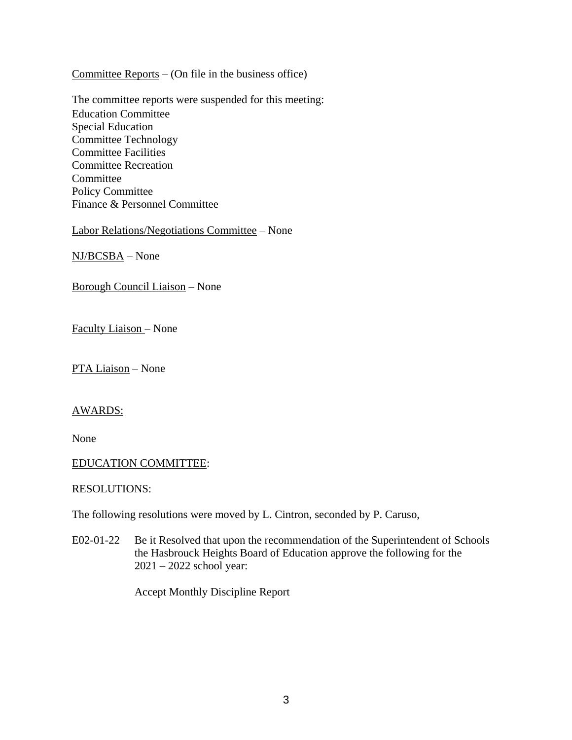Committee Reports – (On file in the business office)

The committee reports were suspended for this meeting:
Education Committee
Special Education
Committee Technology
Committee Facilities
Committee Recreation
Committee
Policy Committee
Finance & Personnel Committee

Labor Relations/Negotiations Committee – None

NJ/BCSBA – None

Borough Council Liaison – None

Faculty Liaison – None

PTA Liaison – None

AWARDS:

None

EDUCATION COMMITTEE:

RESOLUTIONS:

The following resolutions were moved by L. Cintron, seconded by P. Caruso,

E02-01-22 Be it Resolved that upon the recommendation of the Superintendent of Schools the Hasbrouck Heights Board of Education approve the following for the 2021 – 2022 school year:

Accept Monthly Discipline Report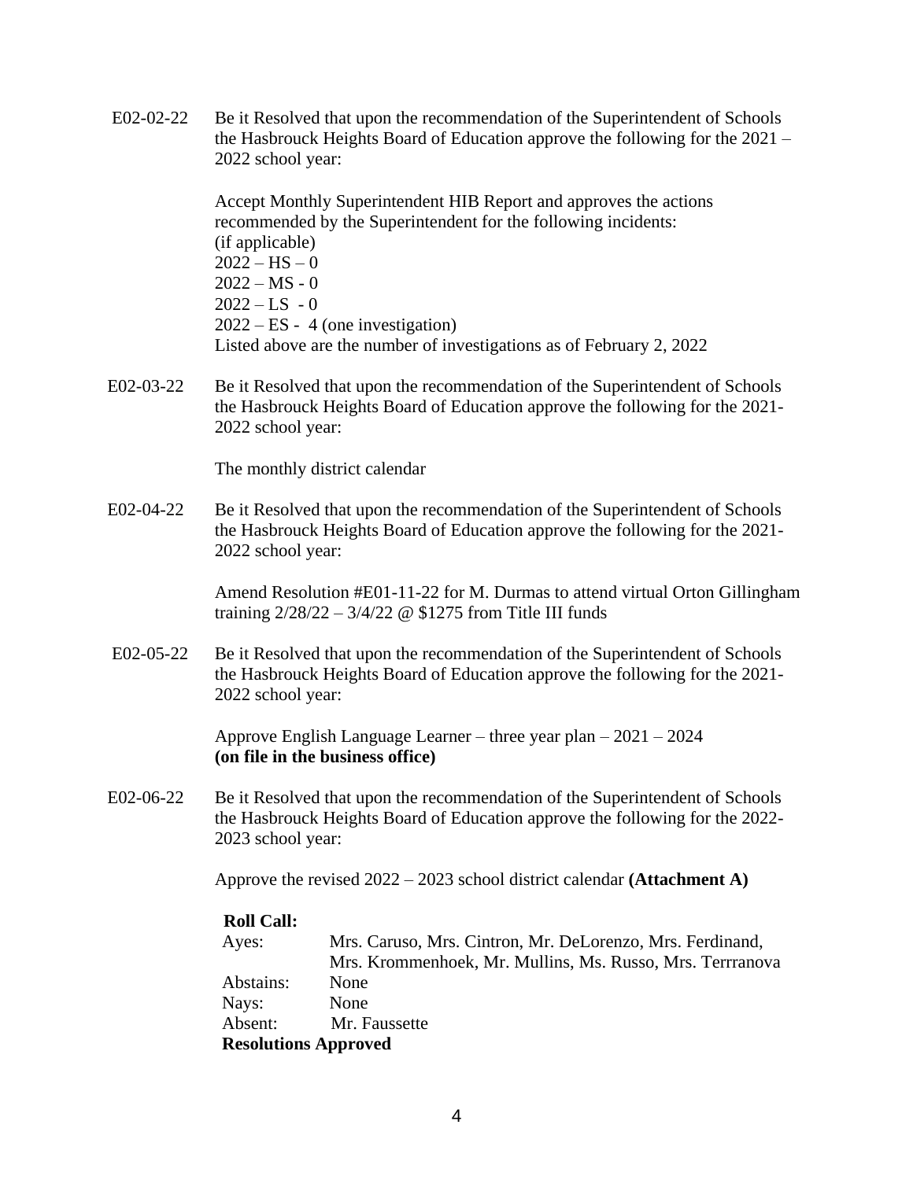E02-02-22 Be it Resolved that upon the recommendation of the Superintendent of Schools the Hasbrouck Heights Board of Education approve the following for the 2021 – 2022 school year:

Accept Monthly Superintendent HIB Report and approves the actions recommended by the Superintendent for the following incidents:
(if applicable)
2022 – HS – 0
2022 – MS - 0
2022 – LS - 0
2022 – ES - 4 (one investigation)
Listed above are the number of investigations as of February 2, 2022

E02-03-22 Be it Resolved that upon the recommendation of the Superintendent of Schools the Hasbrouck Heights Board of Education approve the following for the 2021-2022 school year:

The monthly district calendar

E02-04-22 Be it Resolved that upon the recommendation of the Superintendent of Schools the Hasbrouck Heights Board of Education approve the following for the 2021-2022 school year:

Amend Resolution #E01-11-22 for M. Durmas to attend virtual Orton Gillingham training 2/28/22 – 3/4/22 @ $1275 from Title III funds

E02-05-22 Be it Resolved that upon the recommendation of the Superintendent of Schools the Hasbrouck Heights Board of Education approve the following for the 2021-2022 school year:

Approve English Language Learner – three year plan – 2021 – 2024
**(on file in the business office)**

E02-06-22 Be it Resolved that upon the recommendation of the Superintendent of Schools the Hasbrouck Heights Board of Education approve the following for the 2022-2023 school year:

Approve the revised 2022 – 2023 school district calendar **(Attachment A)**

**Roll Call:**
Ayes: Mrs. Caruso, Mrs. Cintron, Mr. DeLorenzo, Mrs. Ferdinand, Mrs. Krommenhoek, Mr. Mullins, Ms. Russo, Mrs. Terrranova
Abstains: None
Nays: None
Absent: Mr. Faussette
**Resolutions Approved**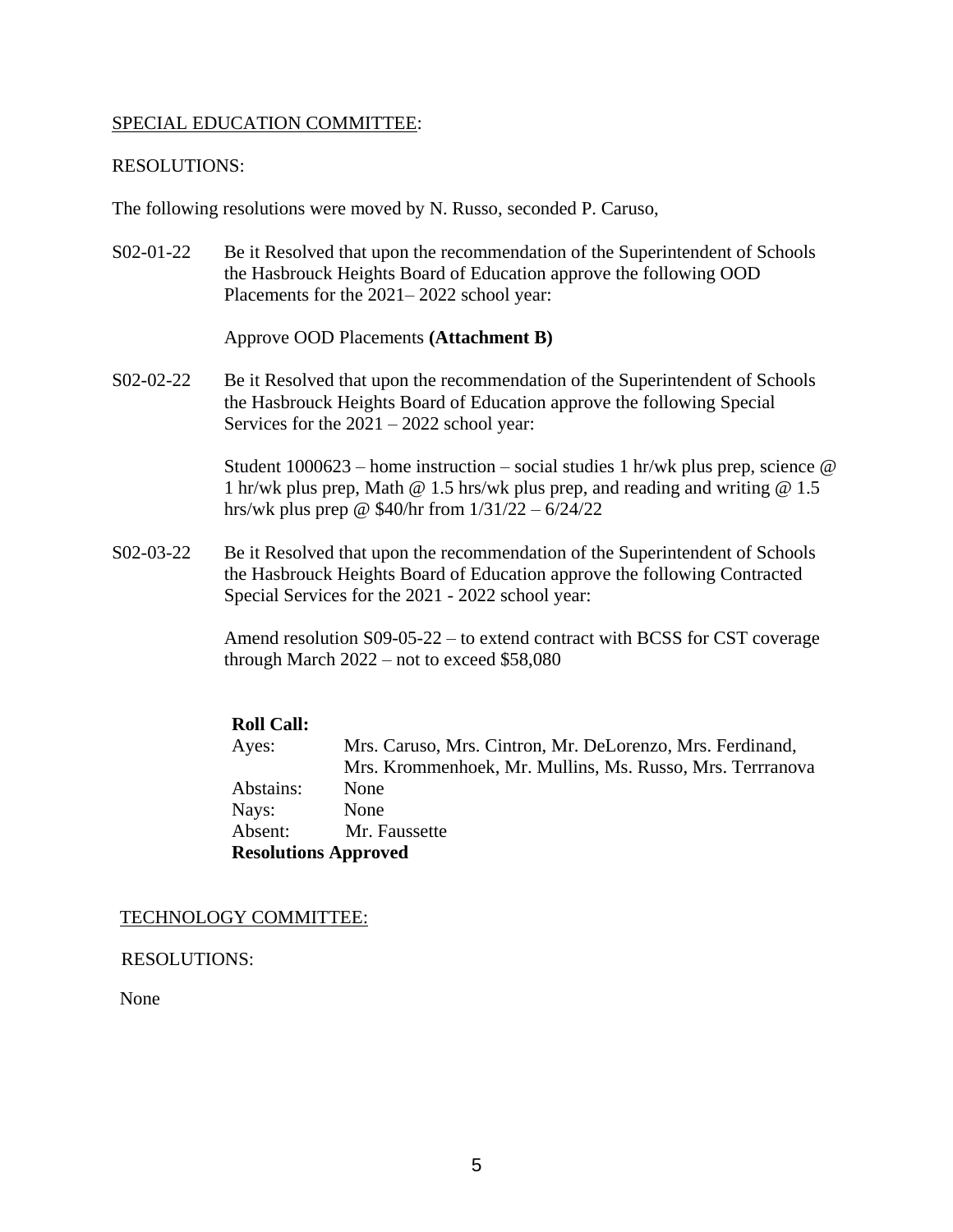SPECIAL EDUCATION COMMITTEE:

RESOLUTIONS:

The following resolutions were moved by N. Russo, seconded P. Caruso,

S02-01-22 Be it Resolved that upon the recommendation of the Superintendent of Schools the Hasbrouck Heights Board of Education approve the following OOD Placements for the 2021– 2022 school year:

Approve OOD Placements **(Attachment B)**

S02-02-22 Be it Resolved that upon the recommendation of the Superintendent of Schools the Hasbrouck Heights Board of Education approve the following Special Services for the 2021 – 2022 school year:

Student 1000623 – home instruction – social studies 1 hr/wk plus prep, science @ 1 hr/wk plus prep, Math @ 1.5 hrs/wk plus prep, and reading and writing @ 1.5 hrs/wk plus prep @ $40/hr from 1/31/22 – 6/24/22

S02-03-22 Be it Resolved that upon the recommendation of the Superintendent of Schools the Hasbrouck Heights Board of Education approve the following Contracted Special Services for the 2021 - 2022 school year:

Amend resolution S09-05-22 – to extend contract with BCSS for CST coverage through March 2022 – not to exceed $58,080

**Roll Call:**
Ayes: Mrs. Caruso, Mrs. Cintron, Mr. DeLorenzo, Mrs. Ferdinand, Mrs. Krommenhoek, Mr. Mullins, Ms. Russo, Mrs. Terrranova
Abstains: None
Nays: None
Absent: Mr. Faussette
**Resolutions Approved**

TECHNOLOGY COMMITTEE:

RESOLUTIONS:

None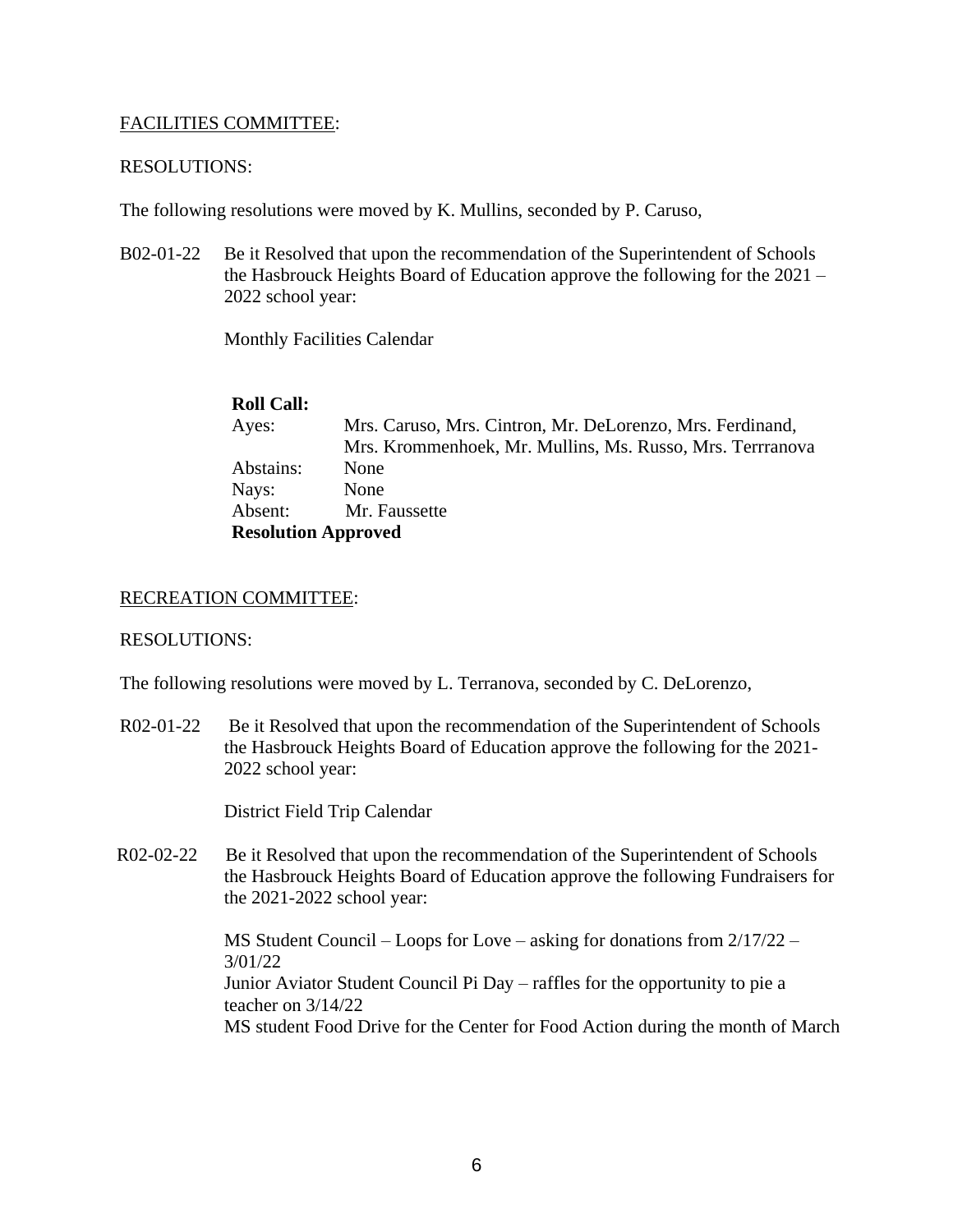FACILITIES COMMITTEE:

RESOLUTIONS:

The following resolutions were moved by K. Mullins, seconded by P. Caruso,

B02-01-22 Be it Resolved that upon the recommendation of the Superintendent of Schools the Hasbrouck Heights Board of Education approve the following for the 2021 – 2022 school year:

Monthly Facilities Calendar

**Roll Call:**

| | |
|---|---|
| Ayes: | Mrs. Caruso, Mrs. Cintron, Mr. DeLorenzo, Mrs. Ferdinand, Mrs. Krommenhoek, Mr. Mullins, Ms. Russo, Mrs. Terrranova |
| Abstains: | None |
| Nays: | None |
| Absent: | Mr. Faussette |

**Resolution Approved**

RECREATION COMMITTEE:

RESOLUTIONS:

The following resolutions were moved by L. Terranova, seconded by C. DeLorenzo,

R02-01-22 Be it Resolved that upon the recommendation of the Superintendent of Schools the Hasbrouck Heights Board of Education approve the following for the 2021-2022 school year:

District Field Trip Calendar

R02-02-22 Be it Resolved that upon the recommendation of the Superintendent of Schools the Hasbrouck Heights Board of Education approve the following Fundraisers for the 2021-2022 school year:

MS Student Council – Loops for Love – asking for donations from 2/17/22 – 3/01/22
Junior Aviator Student Council Pi Day – raffles for the opportunity to pie a teacher on 3/14/22
MS student Food Drive for the Center for Food Action during the month of March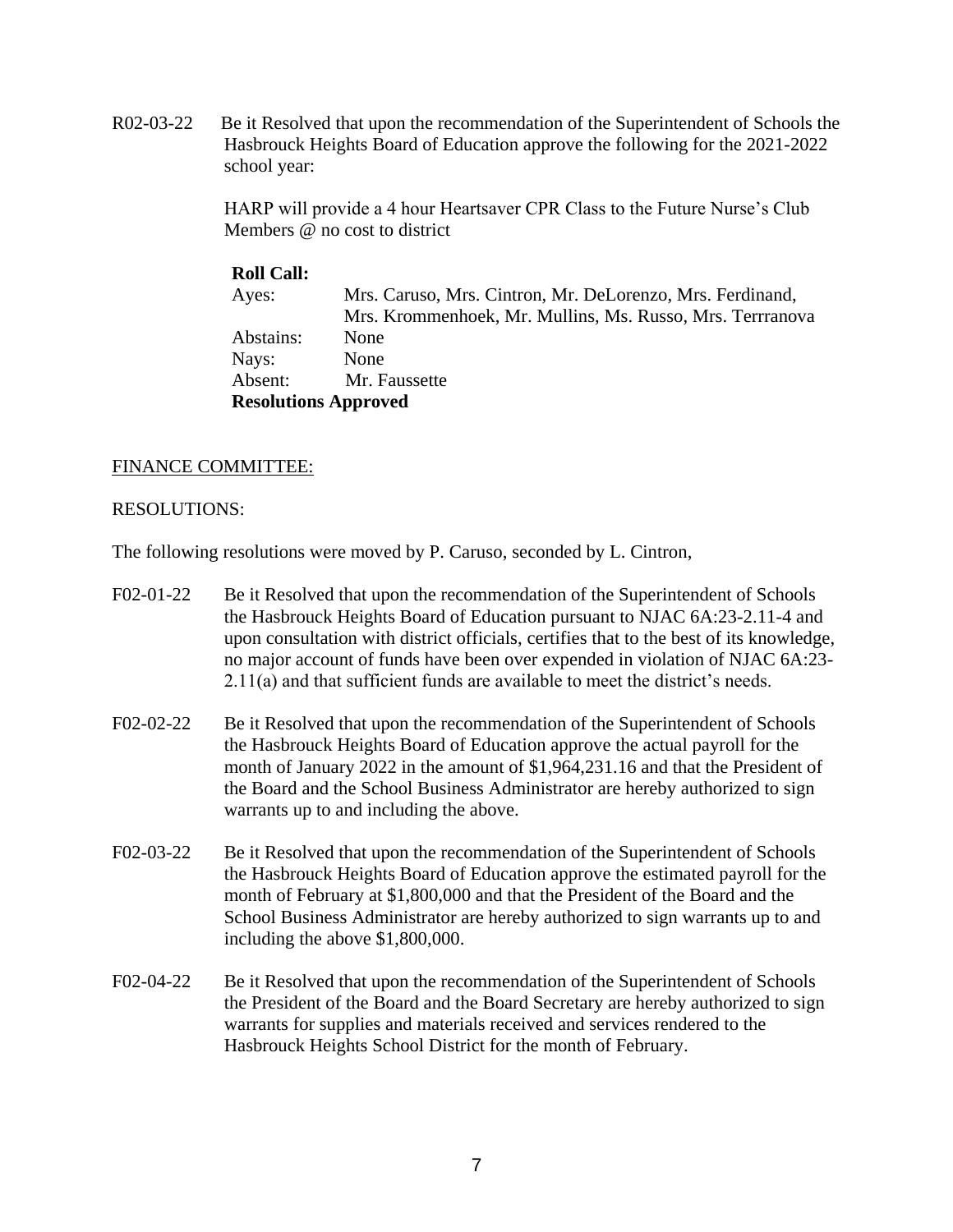R02-03-22 Be it Resolved that upon the recommendation of the Superintendent of Schools the Hasbrouck Heights Board of Education approve the following for the 2021-2022 school year:

HARP will provide a 4 hour Heartsaver CPR Class to the Future Nurse's Club Members @ no cost to district

**Roll Call:**

| | |
|---|---|
| Ayes: | Mrs. Caruso, Mrs. Cintron, Mr. DeLorenzo, Mrs. Ferdinand, Mrs. Krommenhoek, Mr. Mullins, Ms. Russo, Mrs. Terrranova |
| Abstains: | None |
| Nays: | None |
| Absent: | Mr. Faussette |

**Resolutions Approved**

FINANCE COMMITTEE:

RESOLUTIONS:

The following resolutions were moved by P. Caruso, seconded by L. Cintron,

F02-01-22 Be it Resolved that upon the recommendation of the Superintendent of Schools the Hasbrouck Heights Board of Education pursuant to NJAC 6A:23-2.11-4 and upon consultation with district officials, certifies that to the best of its knowledge, no major account of funds have been over expended in violation of NJAC 6A:23-2.11(a) and that sufficient funds are available to meet the district's needs.

F02-02-22 Be it Resolved that upon the recommendation of the Superintendent of Schools the Hasbrouck Heights Board of Education approve the actual payroll for the month of January 2022 in the amount of $1,964,231.16 and that the President of the Board and the School Business Administrator are hereby authorized to sign warrants up to and including the above.

F02-03-22 Be it Resolved that upon the recommendation of the Superintendent of Schools the Hasbrouck Heights Board of Education approve the estimated payroll for the month of February at $1,800,000 and that the President of the Board and the School Business Administrator are hereby authorized to sign warrants up to and including the above $1,800,000.

F02-04-22 Be it Resolved that upon the recommendation of the Superintendent of Schools the President of the Board and the Board Secretary are hereby authorized to sign warrants for supplies and materials received and services rendered to the Hasbrouck Heights School District for the month of February.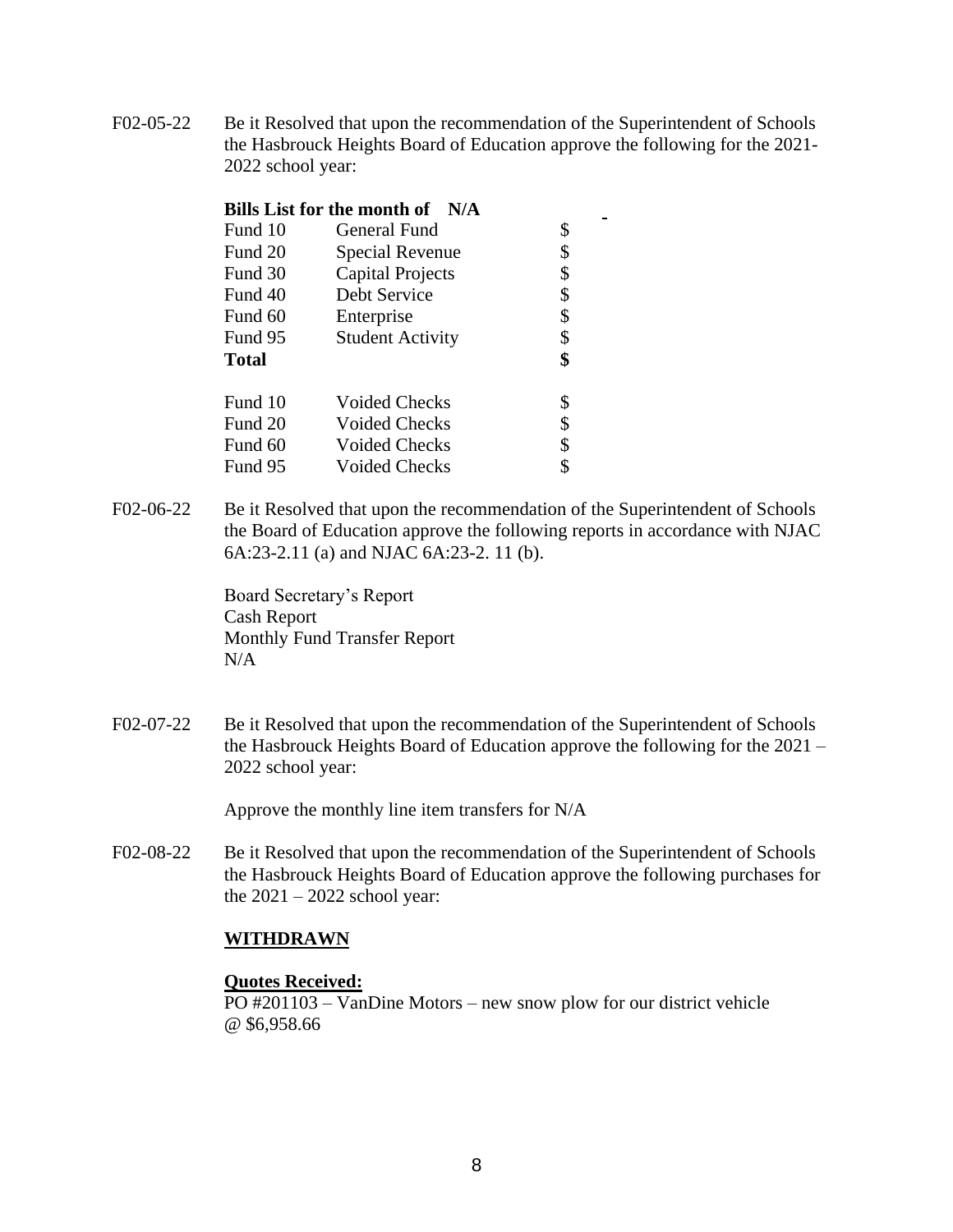F02-05-22 Be it Resolved that upon the recommendation of the Superintendent of Schools the Hasbrouck Heights Board of Education approve the following for the 2021-2022 school year:

**Bills List for the month of N/A**

| | | |
|---|---|---|
| Fund 10 | General Fund | $ |
| Fund 20 | Special Revenue | $ |
| Fund 30 | Capital Projects | $ |
| Fund 40 | Debt Service | $ |
| Fund 60 | Enterprise | $ |
| Fund 95 | Student Activity | $ |
| **Total** | | **$** |

| | | |
|---|---|---|
| Fund 10 | Voided Checks | $ |
| Fund 20 | Voided Checks | $ |
| Fund 60 | Voided Checks | $ |
| Fund 95 | Voided Checks | $ |

F02-06-22 Be it Resolved that upon the recommendation of the Superintendent of Schools the Board of Education approve the following reports in accordance with NJAC 6A:23-2.11 (a) and NJAC 6A:23-2. 11 (b).

Board Secretary's Report
Cash Report
Monthly Fund Transfer Report
N/A

F02-07-22 Be it Resolved that upon the recommendation of the Superintendent of Schools the Hasbrouck Heights Board of Education approve the following for the 2021 – 2022 school year:

Approve the monthly line item transfers for N/A

F02-08-22 Be it Resolved that upon the recommendation of the Superintendent of Schools the Hasbrouck Heights Board of Education approve the following purchases for the 2021 – 2022 school year:

**WITHDRAWN**

**Quotes Received:**
PO #201103 – VanDine Motors – new snow plow for our district vehicle @ $6,958.66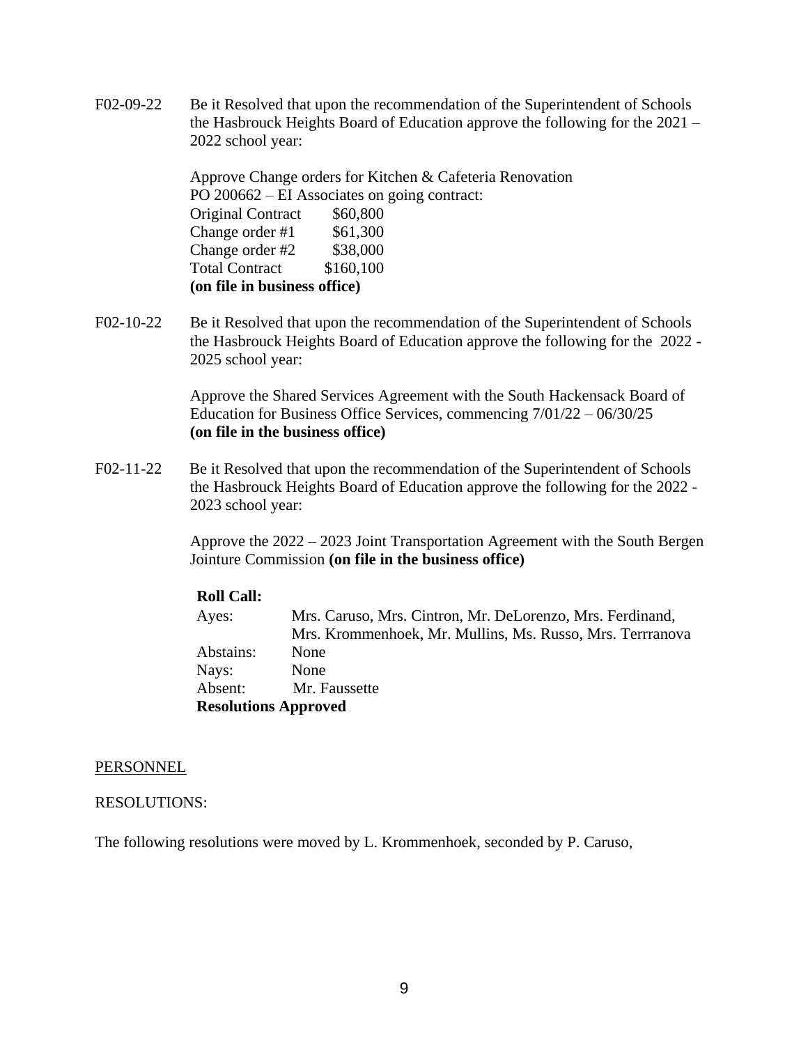F02-09-22 Be it Resolved that upon the recommendation of the Superintendent of Schools the Hasbrouck Heights Board of Education approve the following for the 2021 – 2022 school year:

Approve Change orders for Kitchen & Cafeteria Renovation
PO 200662 – EI Associates on going contract:

| | |
|---|---|
| Original Contract | $60,800 |
| Change order #1 | $61,300 |
| Change order #2 | $38,000 |
| Total Contract | $160,100 |

**(on file in business office)**

F02-10-22 Be it Resolved that upon the recommendation of the Superintendent of Schools the Hasbrouck Heights Board of Education approve the following for the 2022 - 2025 school year:

Approve the Shared Services Agreement with the South Hackensack Board of Education for Business Office Services, commencing 7/01/22 – 06/30/25 **(on file in the business office)**

F02-11-22 Be it Resolved that upon the recommendation of the Superintendent of Schools the Hasbrouck Heights Board of Education approve the following for the 2022 - 2023 school year:

Approve the 2022 – 2023 Joint Transportation Agreement with the South Bergen Jointure Commission **(on file in the business office)**

**Roll Call:**

Ayes: Mrs. Caruso, Mrs. Cintron, Mr. DeLorenzo, Mrs. Ferdinand, Mrs. Krommenhoek, Mr. Mullins, Ms. Russo, Mrs. Terrranova
Abstains: None
Nays: None
Absent: Mr. Faussette
**Resolutions Approved**

PERSONNEL

RESOLUTIONS:

The following resolutions were moved by L. Krommenhoek, seconded by P. Caruso,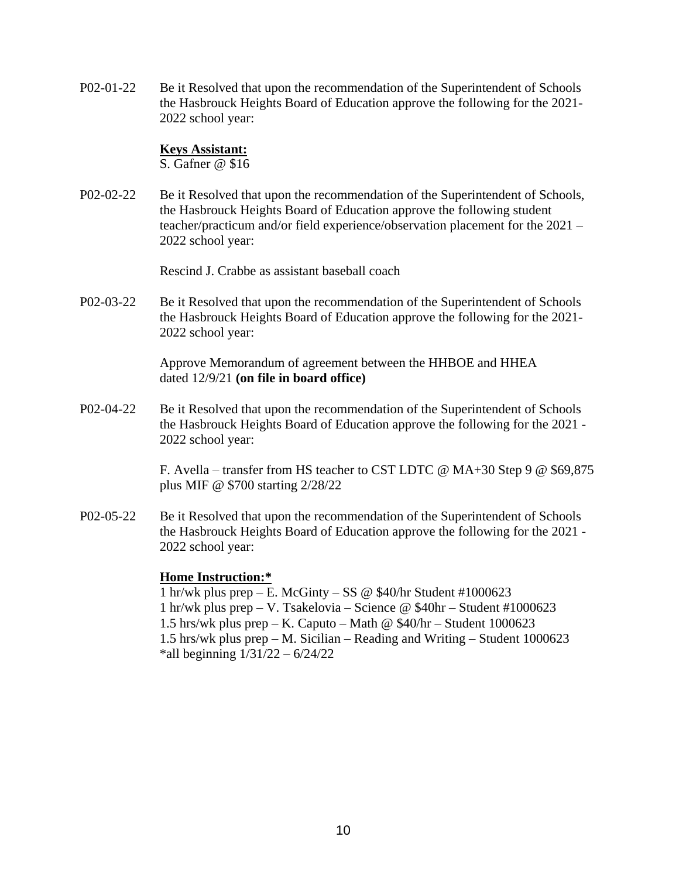P02-01-22 Be it Resolved that upon the recommendation of the Superintendent of Schools the Hasbrouck Heights Board of Education approve the following for the 2021-2022 school year:

**Keys Assistant:**
S. Gafner @ $16

P02-02-22 Be it Resolved that upon the recommendation of the Superintendent of Schools, the Hasbrouck Heights Board of Education approve the following student teacher/practicum and/or field experience/observation placement for the 2021 – 2022 school year:

Rescind J. Crabbe as assistant baseball coach

P02-03-22 Be it Resolved that upon the recommendation of the Superintendent of Schools the Hasbrouck Heights Board of Education approve the following for the 2021-2022 school year:

Approve Memorandum of agreement between the HHBOE and HHEA dated 12/9/21 **(on file in board office)**

P02-04-22 Be it Resolved that upon the recommendation of the Superintendent of Schools the Hasbrouck Heights Board of Education approve the following for the 2021 - 2022 school year:

F. Avella – transfer from HS teacher to CST LDTC @ MA+30 Step 9 @ $69,875 plus MIF @ $700 starting 2/28/22

P02-05-22 Be it Resolved that upon the recommendation of the Superintendent of Schools the Hasbrouck Heights Board of Education approve the following for the 2021 - 2022 school year:

**Home Instruction:***
1 hr/wk plus prep – E. McGinty – SS @ $40/hr Student #1000623
1 hr/wk plus prep – V. Tsakelovia – Science @ $40hr – Student #1000623
1.5 hrs/wk plus prep – K. Caputo – Math @ $40/hr – Student 1000623
1.5 hrs/wk plus prep – M. Sicilian – Reading and Writing – Student 1000623
*all beginning 1/31/22 – 6/24/22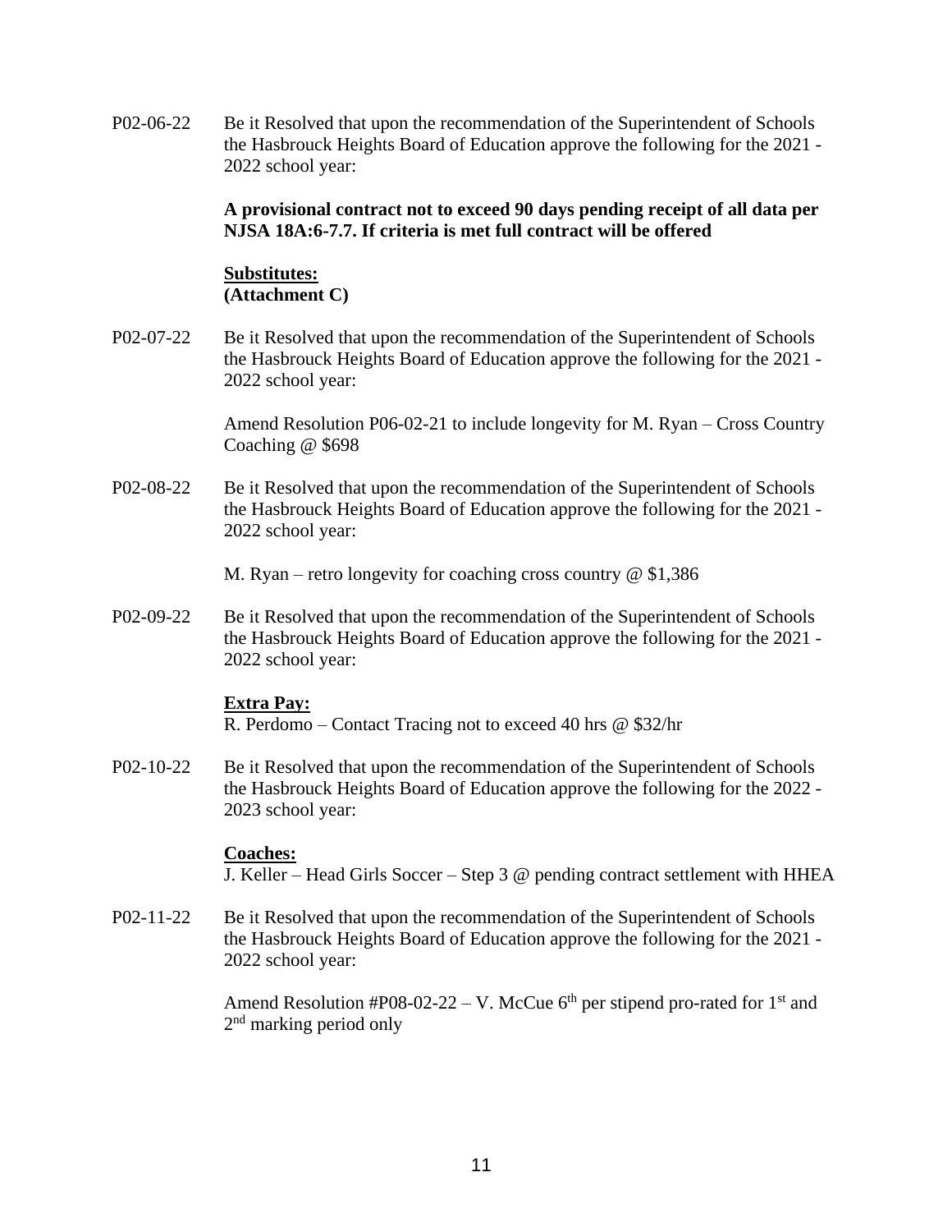P02-06-22 Be it Resolved that upon the recommendation of the Superintendent of Schools the Hasbrouck Heights Board of Education approve the following for the 2021 - 2022 school year:

**A provisional contract not to exceed 90 days pending receipt of all data per NJSA 18A:6-7.7. If criteria is met full contract will be offered**

**Substitutes:**
**(Attachment C)**

P02-07-22 Be it Resolved that upon the recommendation of the Superintendent of Schools the Hasbrouck Heights Board of Education approve the following for the 2021 - 2022 school year:

Amend Resolution P06-02-21 to include longevity for M. Ryan – Cross Country Coaching @ $698

P02-08-22 Be it Resolved that upon the recommendation of the Superintendent of Schools the Hasbrouck Heights Board of Education approve the following for the 2021 - 2022 school year:

M. Ryan – retro longevity for coaching cross country @ $1,386

P02-09-22 Be it Resolved that upon the recommendation of the Superintendent of Schools the Hasbrouck Heights Board of Education approve the following for the 2021 - 2022 school year:

**Extra Pay:**
R. Perdomo – Contact Tracing not to exceed 40 hrs @ $32/hr

P02-10-22 Be it Resolved that upon the recommendation of the Superintendent of Schools the Hasbrouck Heights Board of Education approve the following for the 2022 - 2023 school year:

**Coaches:**
J. Keller – Head Girls Soccer – Step 3 @ pending contract settlement with HHEA

P02-11-22 Be it Resolved that upon the recommendation of the Superintendent of Schools the Hasbrouck Heights Board of Education approve the following for the 2021 - 2022 school year:

Amend Resolution #P08-02-22 – V. McCue 6th per stipend pro-rated for 1st and 2nd marking period only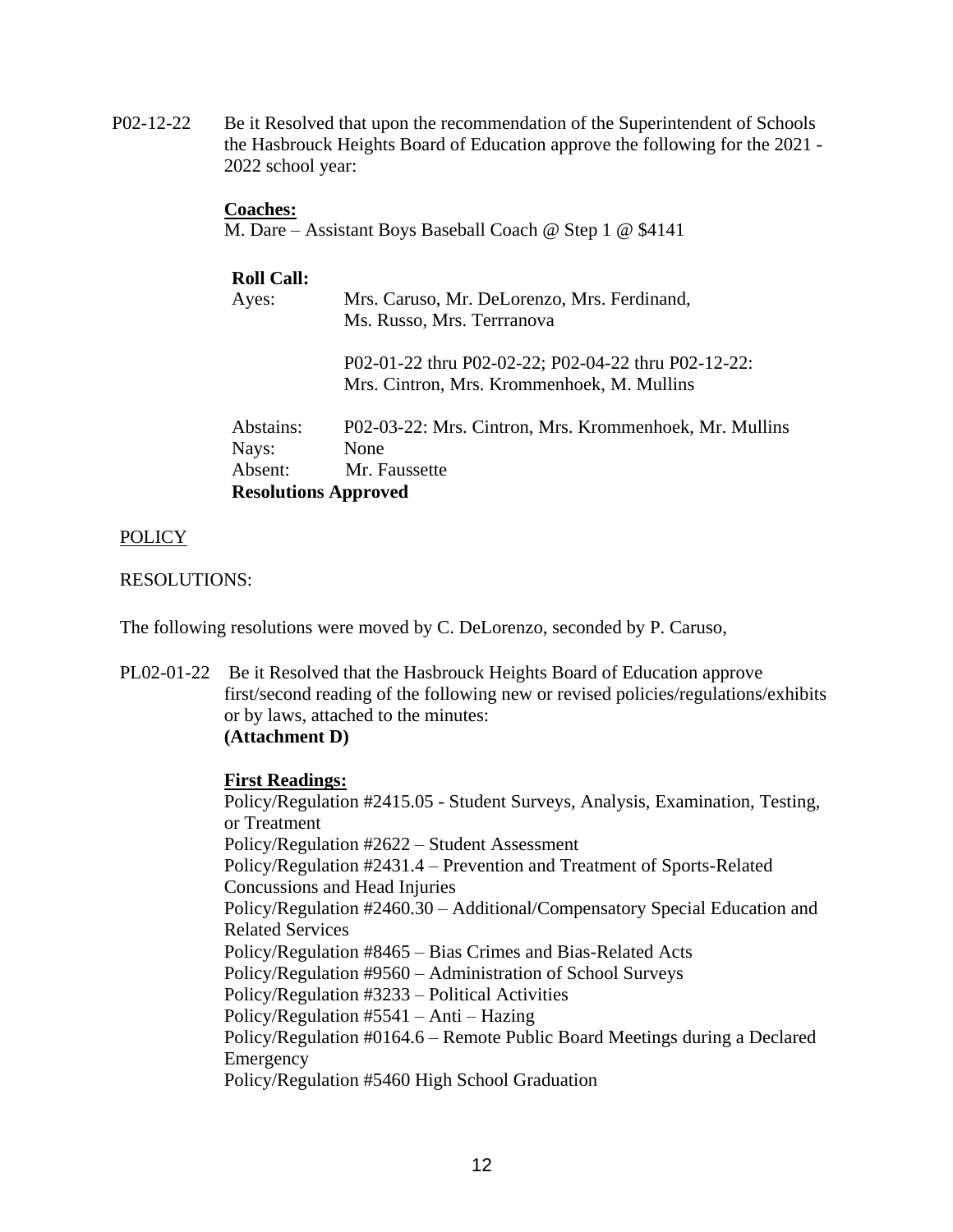P02-12-22 Be it Resolved that upon the recommendation of the Superintendent of Schools the Hasbrouck Heights Board of Education approve the following for the 2021 - 2022 school year:

**Coaches:**
M. Dare – Assistant Boys Baseball Coach @ Step 1 @ $4141

**Roll Call:**

Ayes: Mrs. Caruso, Mr. DeLorenzo, Mrs. Ferdinand, Ms. Russo, Mrs. Terrranova

P02-01-22 thru P02-02-22; P02-04-22 thru P02-12-22: Mrs. Cintron, Mrs. Krommenhoek, M. Mullins

Abstains: P02-03-22: Mrs. Cintron, Mrs. Krommenhoek, Mr. Mullins
Nays: None
Absent: Mr. Faussette

**Resolutions Approved**

POLICY

RESOLUTIONS:

The following resolutions were moved by C. DeLorenzo, seconded by P. Caruso,

PL02-01-22 Be it Resolved that the Hasbrouck Heights Board of Education approve first/second reading of the following new or revised policies/regulations/exhibits or by laws, attached to the minutes:
**(Attachment D)**

**First Readings:**

Policy/Regulation #2415.05 - Student Surveys, Analysis, Examination, Testing, or Treatment
Policy/Regulation #2622 – Student Assessment
Policy/Regulation #2431.4 – Prevention and Treatment of Sports-Related Concussions and Head Injuries
Policy/Regulation #2460.30 – Additional/Compensatory Special Education and Related Services
Policy/Regulation #8465 – Bias Crimes and Bias-Related Acts
Policy/Regulation #9560 – Administration of School Surveys
Policy/Regulation #3233 – Political Activities
Policy/Regulation #5541 – Anti – Hazing
Policy/Regulation #0164.6 – Remote Public Board Meetings during a Declared Emergency
Policy/Regulation #5460 High School Graduation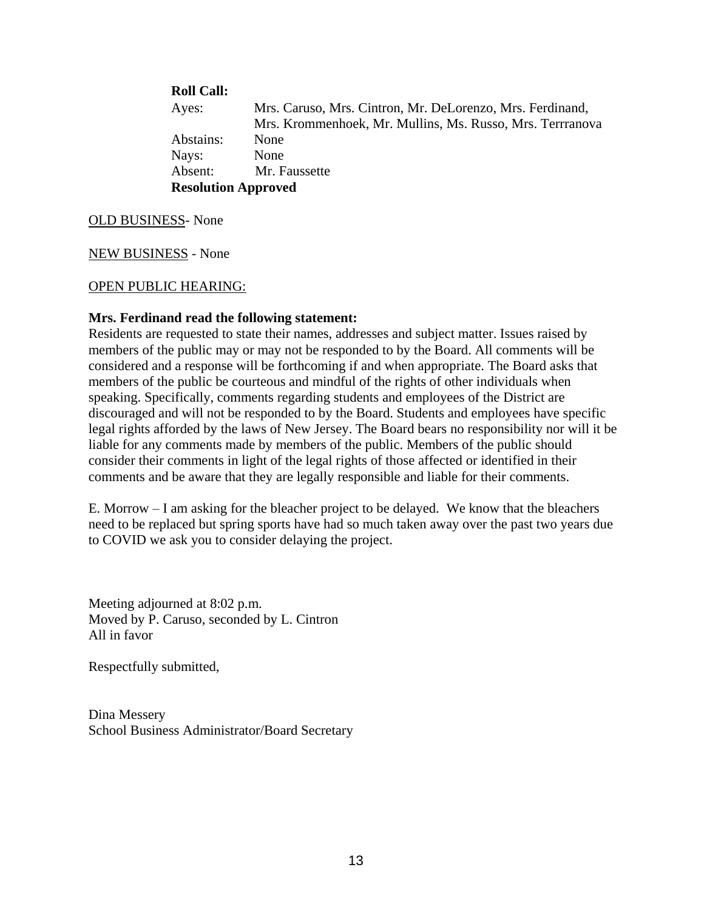**Roll Call:**

| | |
|---|---|
| Ayes: | Mrs. Caruso, Mrs. Cintron, Mr. DeLorenzo, Mrs. Ferdinand, Mrs. Krommenhoek, Mr. Mullins, Ms. Russo, Mrs. Terrranova |
| Abstains: | None |
| Nays: | None |
| Absent: | Mr. Faussette |

**Resolution Approved**

OLD BUSINESS- None

NEW BUSINESS - None

OPEN PUBLIC HEARING:

**Mrs. Ferdinand read the following statement:**

Residents are requested to state their names, addresses and subject matter. Issues raised by members of the public may or may not be responded to by the Board. All comments will be considered and a response will be forthcoming if and when appropriate. The Board asks that members of the public be courteous and mindful of the rights of other individuals when speaking. Specifically, comments regarding students and employees of the District are discouraged and will not be responded to by the Board. Students and employees have specific legal rights afforded by the laws of New Jersey. The Board bears no responsibility nor will it be liable for any comments made by members of the public. Members of the public should consider their comments in light of the legal rights of those affected or identified in their comments and be aware that they are legally responsible and liable for their comments.

E. Morrow – I am asking for the bleacher project to be delayed. We know that the bleachers need to be replaced but spring sports have had so much taken away over the past two years due to COVID we ask you to consider delaying the project.

Meeting adjourned at 8:02 p.m.
Moved by P. Caruso, seconded by L. Cintron
All in favor

Respectfully submitted,

Dina Messery
School Business Administrator/Board Secretary